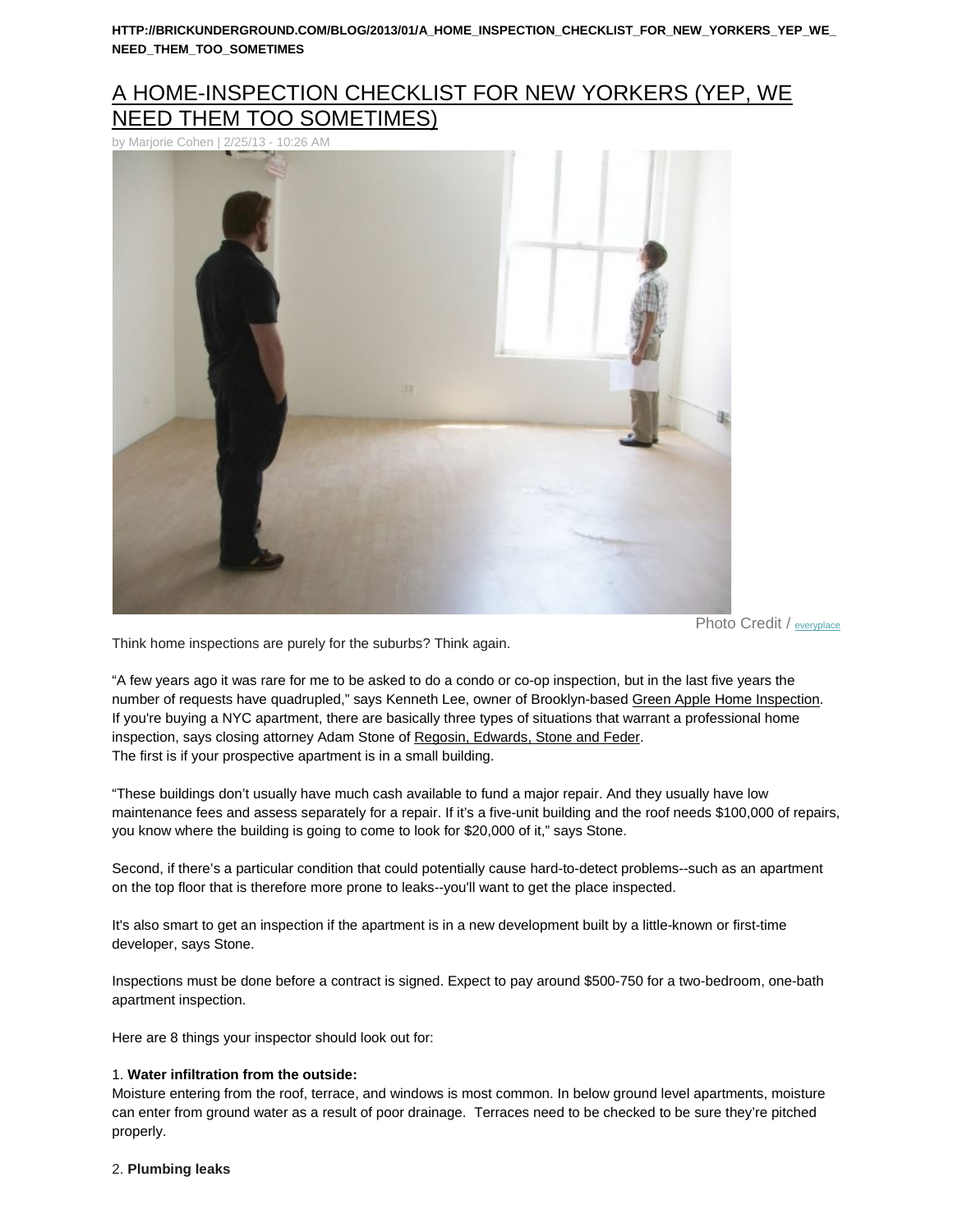HTTP://BRICKUNDERGROUND.COM/BLOG/2013/01/A_HOME_INSPECTION_CHECKLIST_FOR_NEW_YORKERS_YEP_WE_NEED_THEM_TOO_SOMETIMES

# A HOME-INSPECTION CHECKLIST FOR NEW YORKERS (YEP, WE NEED THEM TOO SOMETIMES)

by Marjorie Cohen | 2/25/13 - 10:26 AM

Photo Credit / everyplace

Think home inspections are purely for the suburbs? Think again.

“A few years ago it was rare for me to be asked to do a condo or co-op inspection, but in the last five years the number of requests have quadrupled,” says Kenneth Lee, owner of Brooklyn-based Green Apple Home Inspection. If you're buying a NYC apartment, there are basically three types of situations that warrant a professional home inspection, says closing attorney Adam Stone of Regosin, Edwards, Stone and Feder.
The first is if your prospective apartment is in a small building.

“These buildings don’t usually have much cash available to fund a major repair. And they usually have low maintenance fees and assess separately for a repair. If it’s a five-unit building and the roof needs $100,000 of repairs, you know where the building is going to come to look for $20,000 of it,” says Stone.

Second, if there’s a particular condition that could potentially cause hard-to-detect problems--such as an apartment on the top floor that is therefore more prone to leaks--you'll want to get the place inspected.

It's also smart to get an inspection if the apartment is in a new development built by a little-known or first-time developer, says Stone.

Inspections must be done before a contract is signed. Expect to pay around $500-750 for a two-bedroom, one-bath apartment inspection.

Here are 8 things your inspector should look out for:

1. **Water infiltration from the outside:**
Moisture entering from the roof, terrace, and windows is most common. In below ground level apartments, moisture can enter from ground water as a result of poor drainage. Terraces need to be checked to be sure they’re pitched properly.

2. **Plumbing leaks**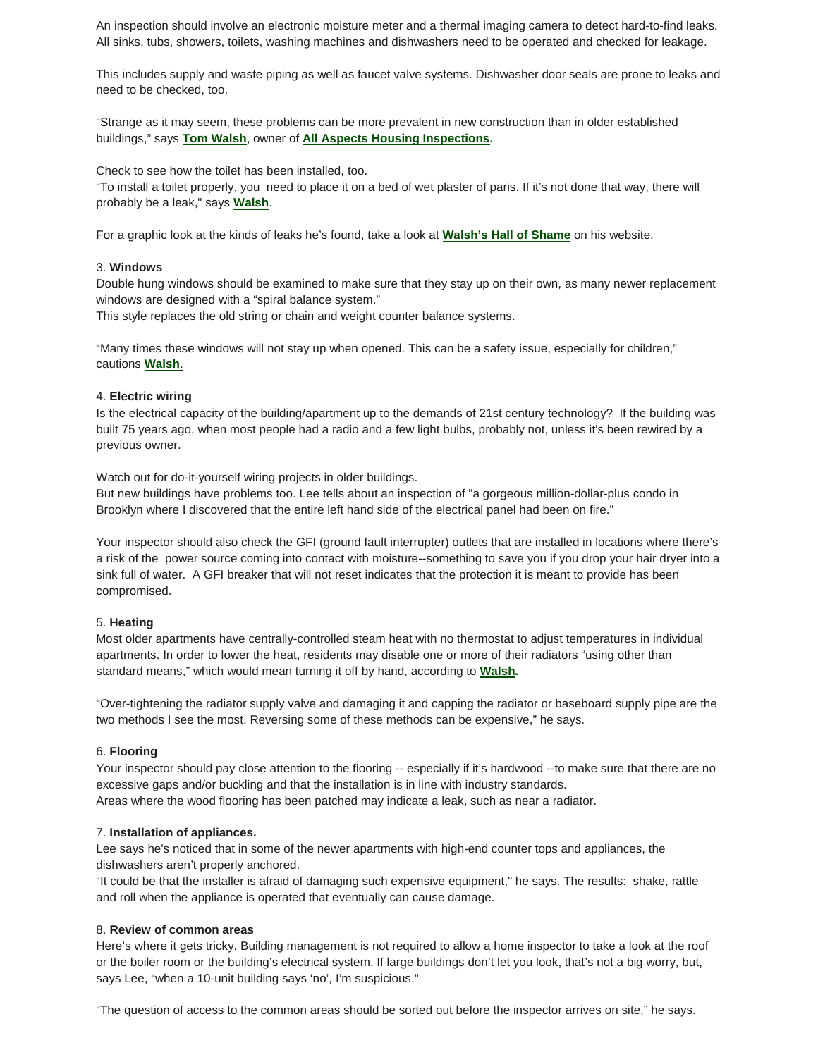An inspection should involve an electronic moisture meter and a thermal imaging camera to detect hard-to-find leaks. All sinks, tubs, showers, toilets, washing machines and dishwashers need to be operated and checked for leakage.

This includes supply and waste piping as well as faucet valve systems. Dishwasher door seals are prone to leaks and need to be checked, too.

"Strange as it may seem, these problems can be more prevalent in new construction than in older established buildings," says **Tom Walsh**, owner of **All Aspects Housing Inspections.**

Check to see how the toilet has been installed, too.
"To install a toilet properly, you need to place it on a bed of wet plaster of paris. If it's not done that way, there will probably be a leak," says **Walsh**.

For a graphic look at the kinds of leaks he's found, take a look at **Walsh's Hall of Shame** on his website.

3. **Windows**
Double hung windows should be examined to make sure that they stay up on their own, as many newer replacement windows are designed with a "spiral balance system."
This style replaces the old string or chain and weight counter balance systems.

"Many times these windows will not stay up when opened. This can be a safety issue, especially for children," cautions **Walsh**.

4. **Electric wiring**
Is the electrical capacity of the building/apartment up to the demands of 21st century technology? If the building was built 75 years ago, when most people had a radio and a few light bulbs, probably not, unless it's been rewired by a previous owner.

Watch out for do-it-yourself wiring projects in older buildings.
But new buildings have problems too. Lee tells about an inspection of "a gorgeous million-dollar-plus condo in Brooklyn where I discovered that the entire left hand side of the electrical panel had been on fire."

Your inspector should also check the GFI (ground fault interrupter) outlets that are installed in locations where there's a risk of the power source coming into contact with moisture--something to save you if you drop your hair dryer into a sink full of water. A GFI breaker that will not reset indicates that the protection it is meant to provide has been compromised.

5. **Heating**
Most older apartments have centrally-controlled steam heat with no thermostat to adjust temperatures in individual apartments. In order to lower the heat, residents may disable one or more of their radiators "using other than standard means," which would mean turning it off by hand, according to **Walsh.**

"Over-tightening the radiator supply valve and damaging it and capping the radiator or baseboard supply pipe are the two methods I see the most. Reversing some of these methods can be expensive," he says.

6. **Flooring**
Your inspector should pay close attention to the flooring -- especially if it's hardwood --to make sure that there are no excessive gaps and/or buckling and that the installation is in line with industry standards.
Areas where the wood flooring has been patched may indicate a leak, such as near a radiator.

7. **Installation of appliances.**
Lee says he's noticed that in some of the newer apartments with high-end counter tops and appliances, the dishwashers aren't properly anchored.
"It could be that the installer is afraid of damaging such expensive equipment," he says. The results: shake, rattle and roll when the appliance is operated that eventually can cause damage.

8. **Review of common areas**
Here's where it gets tricky. Building management is not required to allow a home inspector to take a look at the roof or the boiler room or the building's electrical system. If large buildings don't let you look, that's not a big worry, but, says Lee, "when a 10-unit building says 'no', I'm suspicious."

"The question of access to the common areas should be sorted out before the inspector arrives on site," he says.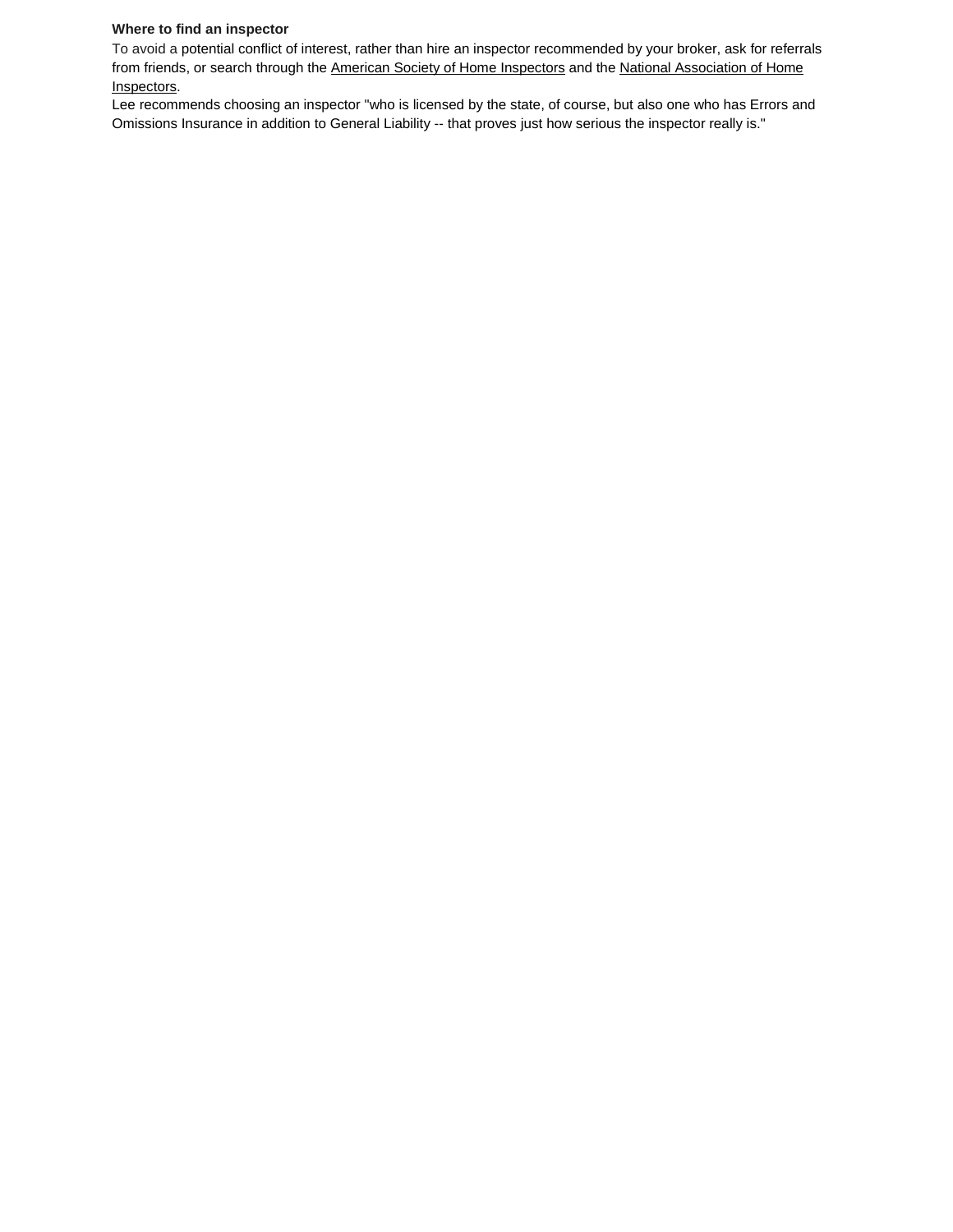**Where to find an inspector**

To avoid a potential conflict of interest, rather than hire an inspector recommended by your broker, ask for referrals from friends, or search through the American Society of Home Inspectors and the National Association of Home Inspectors.

Lee recommends choosing an inspector "who is licensed by the state, of course, but also one who has Errors and Omissions Insurance in addition to General Liability -- that proves just how serious the inspector really is."